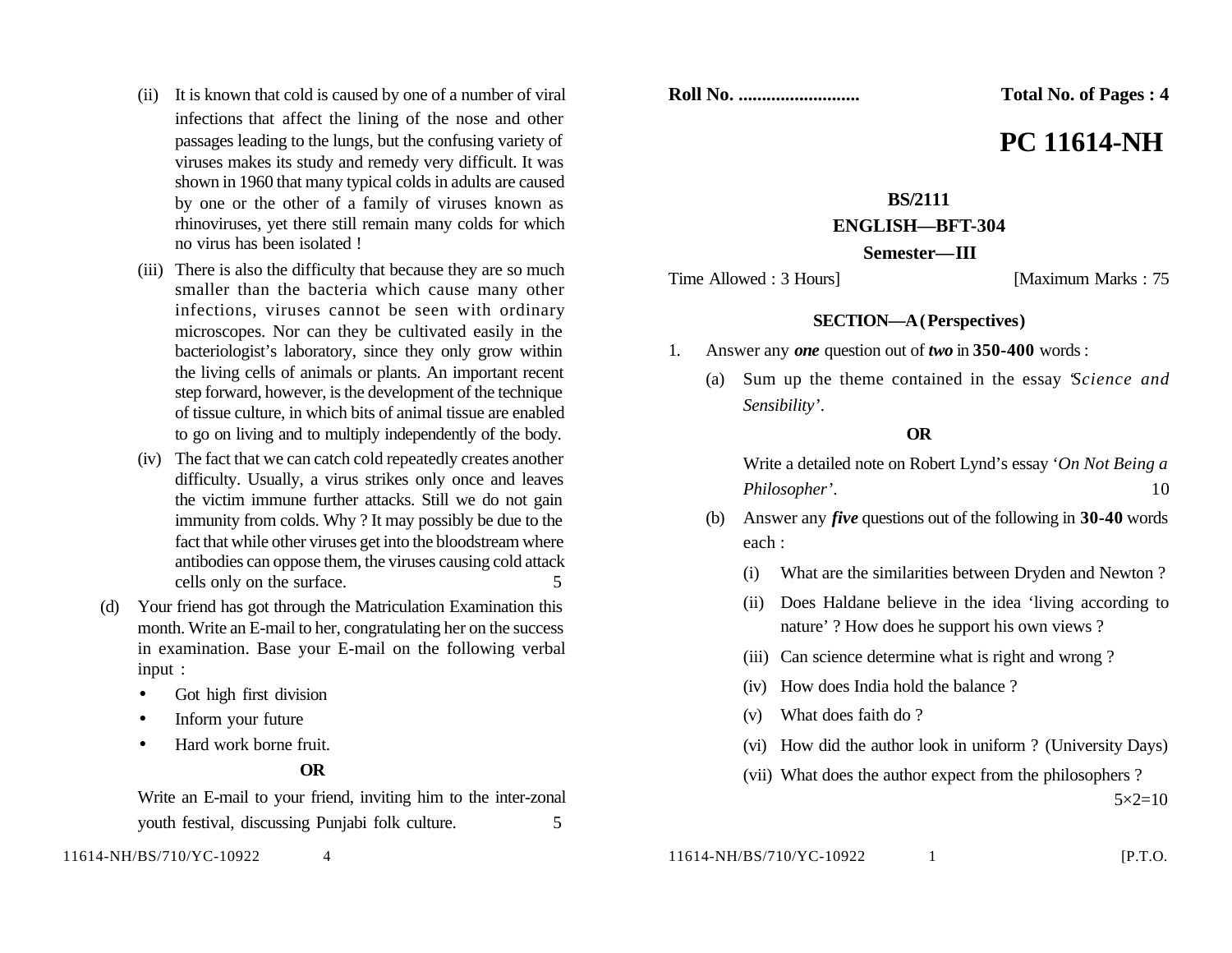(ii) It is known that cold is caused by one of a number of viral infections that affect the lining of the nose and other passages leading to the lungs, but the confusing variety of viruses makes its study and remedy very difficult. It was shown in 1960 that many typical colds in adults are caused by one or the other of a family of viruses known as rhinoviruses, yet there still remain many colds for which no virus has been isolated !

(iii) There is also the difficulty that because they are so much smaller than the bacteria which cause many other infections, viruses cannot be seen with ordinary microscopes. Nor can they be cultivated easily in the bacteriologist's laboratory, since they only grow within the living cells of animals or plants. An important recent step forward, however, is the development of the technique of tissue culture, in which bits of animal tissue are enabled to go on living and to multiply independently of the body.

(iv) The fact that we can catch cold repeatedly creates another difficulty. Usually, a virus strikes only once and leaves the victim immune further attacks. Still we do not gain immunity from colds. Why ? It may possibly be due to the fact that while other viruses get into the bloodstream where antibodies can oppose them, the viruses causing cold attack cells only on the surface. 5

(d) Your friend has got through the Matriculation Examination this month. Write an E-mail to her, congratulating her on the success in examination. Base your E-mail on the following verbal input :

- Got high first division
- Inform your future
- Hard work borne fruit.

**OR**

Write an E-mail to your friend, inviting him to the inter-zonal youth festival, discussing Punjabi folk culture. 5

**Roll No. ..........................** **Total No. of Pages : 4**

# PC 11614-NH

**BS/2111**

**ENGLISH—BFT-304**

**Semester—III**

Time Allowed : 3 Hours] [Maximum Marks : 75

## SECTION—A (Perspectives)

1. Answer any ***one*** question out of ***two*** in **350-400** words :

(a) Sum up the theme contained in the essay '*Science and Sensibility*'.

**OR**

Write a detailed note on Robert Lynd's essay '*On Not Being a Philosopher*'. 10

(b) Answer any ***five*** questions out of the following in **30-40** words each :

(i) What are the similarities between Dryden and Newton ?

(ii) Does Haldane believe in the idea 'living according to nature' ? How does he support his own views ?

(iii) Can science determine what is right and wrong ?

(iv) How does India hold the balance ?

(v) What does faith do ?

(vi) How did the author look in uniform ? (University Days)

(vii) What does the author expect from the philosophers ?

5×2=10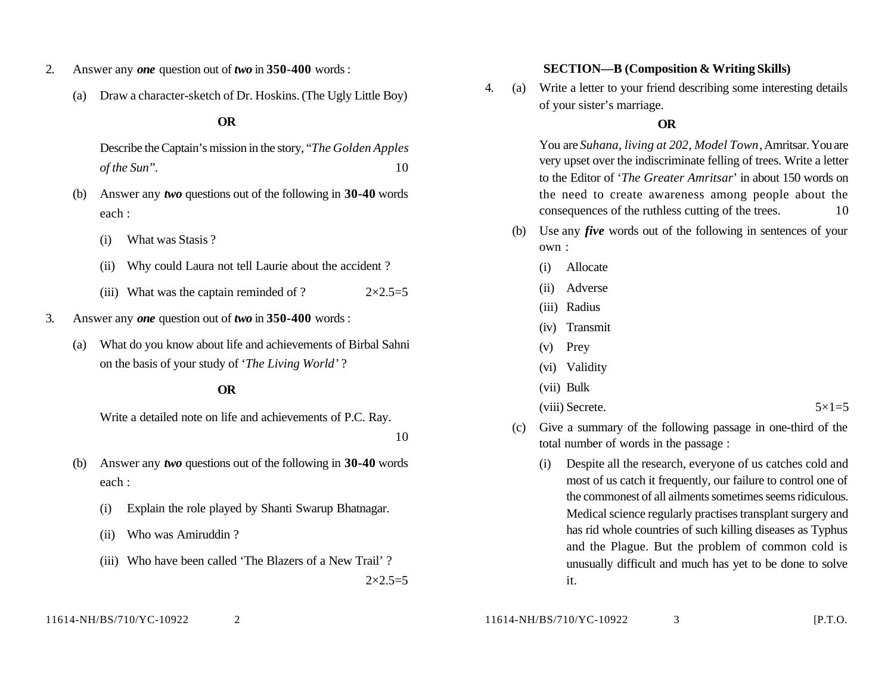2. Answer any ***one*** question out of ***two*** in **350-400** words :

   (a) Draw a character-sketch of Dr. Hoskins. (The Ugly Little Boy)

   **OR**

   Describe the Captain's mission in the story, "*The Golden Apples of the Sun*". 10

   (b) Answer any ***two*** questions out of the following in **30-40** words each :

   (i) What was Stasis ?

   (ii) Why could Laura not tell Laurie about the accident ?

   (iii) What was the captain reminded of ? 2×2.5=5

3. Answer any ***one*** question out of ***two*** in **350-400** words :

   (a) What do you know about life and achievements of Birbal Sahni on the basis of your study of '*The Living World*' ?

   **OR**

   Write a detailed note on life and achievements of P.C. Ray. 10

   (b) Answer any ***two*** questions out of the following in **30-40** words each :

   (i) Explain the role played by Shanti Swarup Bhatnagar.

   (ii) Who was Amiruddin ?

   (iii) Who have been called 'The Blazers of a New Trail' ? 2×2.5=5

## SECTION—B (Composition & Writing Skills)

4. (a) Write a letter to your friend describing some interesting details of your sister's marriage.

   **OR**

   You are *Suhana, living at 202, Model Town*, Amritsar. You are very upset over the indiscriminate felling of trees. Write a letter to the Editor of '*The Greater Amritsar*' in about 150 words on the need to create awareness among people about the consequences of the ruthless cutting of the trees. 10

   (b) Use any ***five*** words out of the following in sentences of your own :

   (i) Allocate

   (ii) Adverse

   (iii) Radius

   (iv) Transmit

   (v) Prey

   (vi) Validity

   (vii) Bulk

   (viii) Secrete. 5×1=5

   (c) Give a summary of the following passage in one-third of the total number of words in the passage :

   (i) Despite all the research, everyone of us catches cold and most of us catch it frequently, our failure to control one of the commonest of all ailments sometimes seems ridiculous. Medical science regularly practises transplant surgery and has rid whole countries of such killing diseases as Typhus and the Plague. But the problem of common cold is unusually difficult and much has yet to be done to solve it.